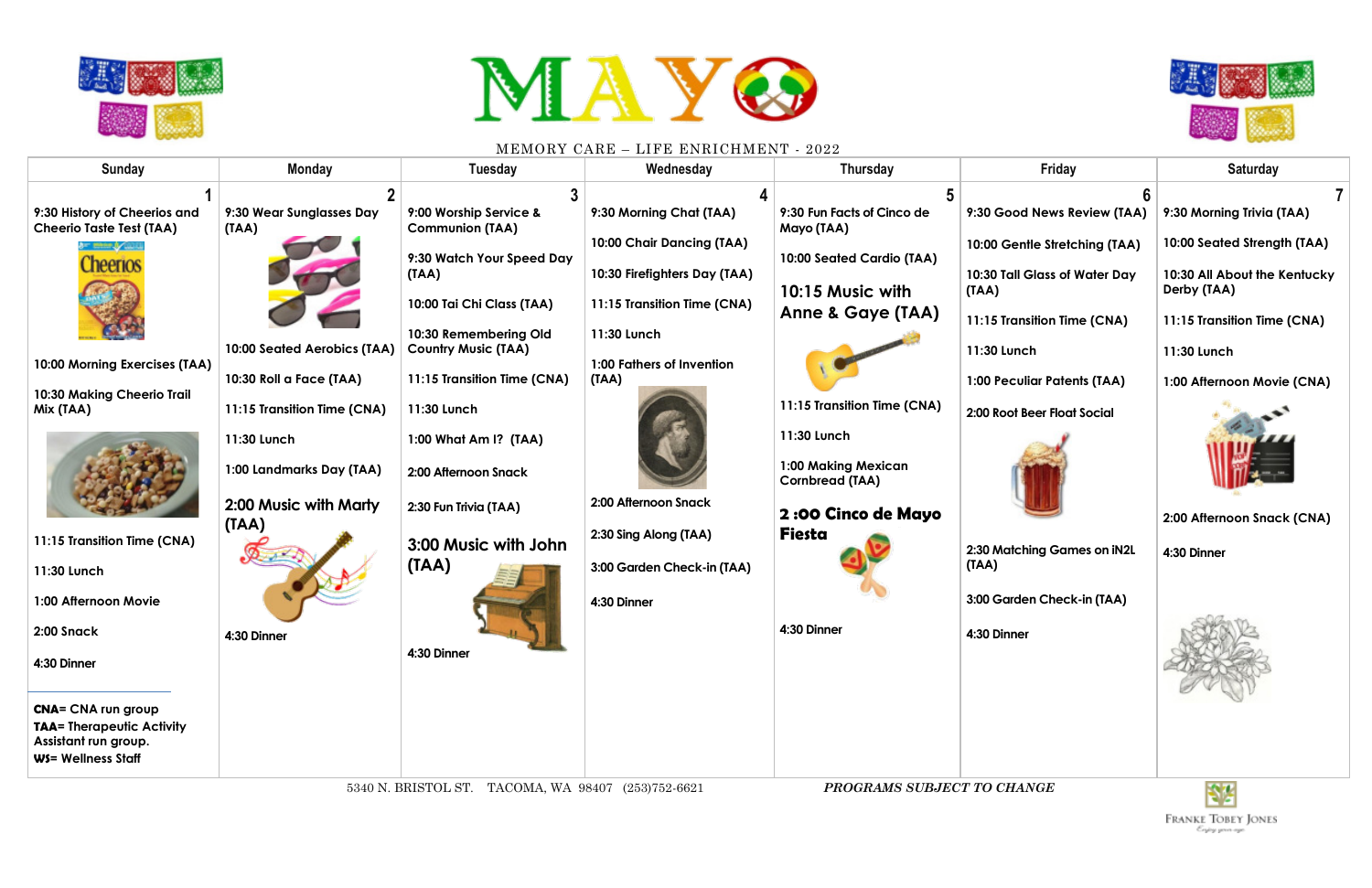# MAYO

MEMORY CARE – LIFE ENRICHMENT - 2022

| Sunday | Monday | Tuesday | Wednesday | Thursday | Friday | Saturday |
|---|---|---|---|---|---|---|
| **1**<br>9:30 History of Cheerios and Cheerio Taste Test (TAA)<br>10:00 Morning Exercises (TAA)<br>10:30 Making Cheerio Trail Mix (TAA)<br>11:15 Transition Time (CNA)<br>11:30 Lunch<br>1:00 Afternoon Movie<br>2:00 Snack<br>4:30 Dinner<br><br>**CNA**= CNA run group<br>**TAA**= Therapeutic Activity Assistant run group.<br>**WS**= Wellness Staff | **2**<br>9:30 Wear Sunglasses Day (TAA)<br>10:00 Seated Aerobics (TAA)<br>10:30 Roll a Face (TAA)<br>11:15 Transition Time (CNA)<br>11:30 Lunch<br>1:00 Landmarks Day (TAA)<br>2:00 Music with Marty (TAA)<br>4:30 Dinner | **3**<br>9:00 Worship Service & Communion (TAA)<br>9:30 Watch Your Speed Day (TAA)<br>10:00 Tai Chi Class (TAA)<br>10:30 Remembering Old Country Music (TAA)<br>11:15 Transition Time (CNA)<br>11:30 Lunch<br>1:00 What Am I? (TAA)<br>2:00 Afternoon Snack<br>2:30 Fun Trivia (TAA)<br>3:00 Music with John (TAA)<br>4:30 Dinner | **4**<br>9:30 Morning Chat (TAA)<br>10:00 Chair Dancing (TAA)<br>10:30 Firefighters Day (TAA)<br>11:15 Transition Time (CNA)<br>11:30 Lunch<br>1:00 Fathers of Invention (TAA)<br>2:00 Afternoon Snack<br>2:30 Sing Along (TAA)<br>3:00 Garden Check-in (TAA)<br>4:30 Dinner | **5**<br>9:30 Fun Facts of Cinco de Mayo (TAA)<br>10:00 Seated Cardio (TAA)<br>10:15 Music with Anne & Gaye (TAA)<br>11:15 Transition Time (CNA)<br>11:30 Lunch<br>1:00 Making Mexican Cornbread (TAA)<br>**2 :00 Cinco de Mayo Fiesta**<br>4:30 Dinner | **6**<br>9:30 Good News Review (TAA)<br>10:00 Gentle Stretching (TAA)<br>10:30 Tall Glass of Water Day (TAA)<br>11:15 Transition Time (CNA)<br>11:30 Lunch<br>1:00 Peculiar Patents (TAA)<br>2:00 Root Beer Float Social<br>2:30 Matching Games on iN2L (TAA)<br>3:00 Garden Check-in (TAA)<br>4:30 Dinner | **7**<br>9:30 Morning Trivia (TAA)<br>10:00 Seated Strength (TAA)<br>10:30 All About the Kentucky Derby (TAA)<br>11:15 Transition Time (CNA)<br>11:30 Lunch<br>1:00 Afternoon Movie (CNA)<br>2:00 Afternoon Snack (CNA)<br>4:30 Dinner |

5340 N. BRISTOL ST. TACOMA, WA 98407 (253)752-6621

*PROGRAMS SUBJECT TO CHANGE*

Franke Tobey Jones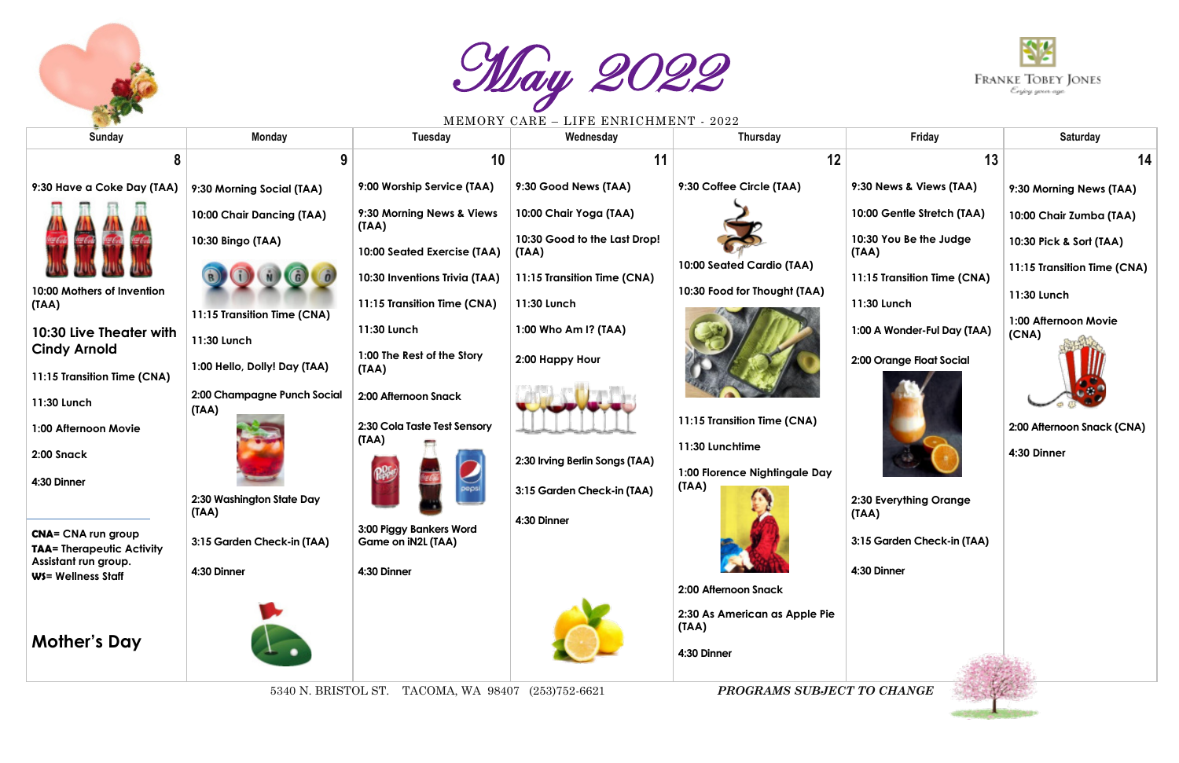# May 2022

MEMORY CARE – LIFE ENRICHMENT - 2022

FRANKE TOBEY JONES
*Enjoy your age*

| Sunday | Monday | Tuesday | Wednesday | Thursday | Friday | Saturday |
|---|---|---|---|---|---|---|
| 8 | 9 | 10 | 11 | 12 | 13 | 14 |
| 9:30 Have a Coke Day (TAA)<br><br>10:00 Mothers of Invention (TAA)<br><br>**10:30 Live Theater with Cindy Arnold**<br><br>11:15 Transition Time (CNA)<br><br>11:30 Lunch<br><br>1:00 Afternoon Movie<br><br>2:00 Snack<br><br>4:30 Dinner<br><br>**CNA**= CNA run group<br>**TAA**= Therapeutic Activity Assistant run group.<br>**WS**= Wellness Staff<br><br>**Mother's Day** | 9:30 Morning Social (TAA)<br><br>10:00 Chair Dancing (TAA)<br><br>10:30 Bingo (TAA)<br><br>11:15 Transition Time (CNA)<br><br>11:30 Lunch<br><br>1:00 Hello, Dolly! Day (TAA)<br><br>2:00 Champagne Punch Social (TAA)<br><br>2:30 Washington State Day (TAA)<br><br>3:15 Garden Check-in (TAA)<br><br>4:30 Dinner | 9:00 Worship Service (TAA)<br><br>9:30 Morning News & Views (TAA)<br><br>10:00 Seated Exercise (TAA)<br><br>10:30 Inventions Trivia (TAA)<br><br>11:15 Transition Time (CNA)<br><br>11:30 Lunch<br><br>1:00 The Rest of the Story (TAA)<br><br>2:00 Afternoon Snack<br><br>2:30 Cola Taste Test Sensory (TAA)<br><br>3:00 Piggy Bankers Word Game on iN2L (TAA)<br><br>4:30 Dinner | 9:30 Good News (TAA)<br><br>10:00 Chair Yoga (TAA)<br><br>10:30 Good to the Last Drop! (TAA)<br><br>11:15 Transition Time (CNA)<br><br>11:30 Lunch<br><br>1:00 Who Am I? (TAA)<br><br>2:00 Happy Hour<br><br>2:30 Irving Berlin Songs (TAA)<br><br>3:15 Garden Check-in (TAA)<br><br>4:30 Dinner | 9:30 Coffee Circle (TAA)<br><br>10:00 Seated Cardio (TAA)<br><br>10:30 Food for Thought (TAA)<br><br>11:15 Transition Time (CNA)<br><br>11:30 Lunchtime<br><br>1:00 Florence Nightingale Day (TAA)<br><br>2:00 Afternoon Snack<br><br>2:30 As American as Apple Pie (TAA)<br><br>4:30 Dinner | 9:30 News & Views (TAA)<br><br>10:00 Gentle Stretch (TAA)<br><br>10:30 You Be the Judge (TAA)<br><br>11:15 Transition Time (CNA)<br><br>11:30 Lunch<br><br>1:00 A Wonder-Ful Day (TAA)<br><br>2:00 Orange Float Social<br><br>2:30 Everything Orange (TAA)<br><br>3:15 Garden Check-in (TAA)<br><br>4:30 Dinner | 9:30 Morning News (TAA)<br><br>10:00 Chair Zumba (TAA)<br><br>10:30 Pick & Sort (TAA)<br><br>11:15 Transition Time (CNA)<br><br>11:30 Lunch<br><br>1:00 Afternoon Movie (CNA)<br><br>2:00 Afternoon Snack (CNA)<br><br>4:30 Dinner |

5340 N. BRISTOL ST. TACOMA, WA 98407 (253)752-6621

*PROGRAMS SUBJECT TO CHANGE*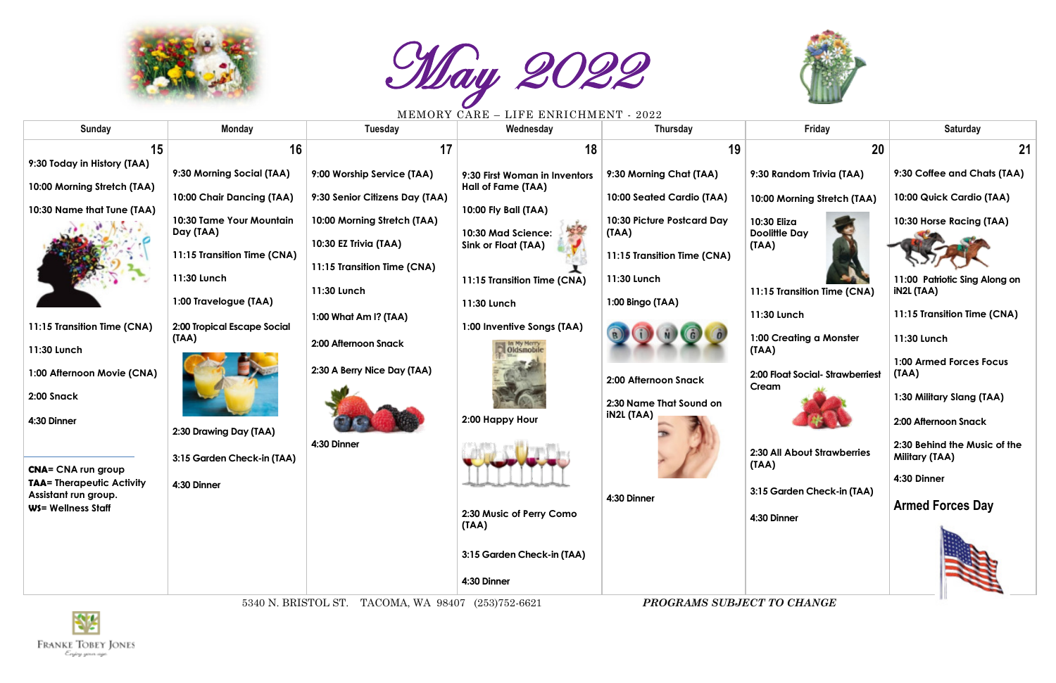# May 2022

MEMORY CARE – LIFE ENRICHMENT - 2022

| Sunday | Monday | Tuesday | Wednesday | Thursday | Friday | Saturday |
|---|---|---|---|---|---|---|
| **15**<br>9:30 Today in History (TAA)<br>10:00 Morning Stretch (TAA)<br>10:30 Name that Tune (TAA)<br>11:15 Transition Time (CNA)<br>11:30 Lunch<br>1:00 Afternoon Movie (CNA)<br>2:00 Snack<br>4:30 Dinner | **16**<br>9:30 Morning Social (TAA)<br>10:00 Chair Dancing (TAA)<br>10:30 Tame Your Mountain Day (TAA)<br>11:15 Transition Time (CNA)<br>11:30 Lunch<br>1:00 Travelogue (TAA)<br>2:00 Tropical Escape Social (TAA)<br>2:30 Drawing Day (TAA)<br>3:15 Garden Check-in (TAA)<br>4:30 Dinner | **17**<br>9:00 Worship Service (TAA)<br>9:30 Senior Citizens Day (TAA)<br>10:00 Morning Stretch (TAA)<br>10:30 EZ Trivia (TAA)<br>11:15 Transition Time (CNA)<br>11:30 Lunch<br>1:00 What Am I? (TAA)<br>2:00 Afternoon Snack<br>2:30 A Berry Nice Day (TAA)<br>4:30 Dinner | **18**<br>9:30 First Woman in Inventors Hall of Fame (TAA)<br>10:00 Fly Ball (TAA)<br>10:30 Mad Science: Sink or Float (TAA)<br>11:15 Transition Time (CNA)<br>11:30 Lunch<br>1:00 Inventive Songs (TAA)<br>2:00 Happy Hour<br>2:30 Music of Perry Como (TAA)<br>3:15 Garden Check-in (TAA)<br>4:30 Dinner | **19**<br>9:30 Morning Chat (TAA)<br>10:00 Seated Cardio (TAA)<br>10:30 Picture Postcard Day (TAA)<br>11:15 Transition Time (CNA)<br>11:30 Lunch<br>1:00 Bingo (TAA)<br>2:00 Afternoon Snack<br>2:30 Name That Sound on iN2L (TAA)<br>4:30 Dinner | **20**<br>9:30 Random Trivia (TAA)<br>10:00 Morning Stretch (TAA)<br>10:30 Eliza Doolittle Day (TAA)<br>11:15 Transition Time (CNA)<br>11:30 Lunch<br>1:00 Creating a Monster (TAA)<br>2:00 Float Social- Strawberriest Cream<br>2:30 All About Strawberries (TAA)<br>3:15 Garden Check-in (TAA)<br>4:30 Dinner | **21**<br>9:30 Coffee and Chats (TAA)<br>10:00 Quick Cardio (TAA)<br>10:30 Horse Racing (TAA)<br>11:00 Patriotic Sing Along on iN2L (TAA)<br>11:15 Transition Time (CNA)<br>11:30 Lunch<br>1:00 Armed Forces Focus (TAA)<br>1:30 Military Slang (TAA)<br>2:00 Afternoon Snack<br>2:30 Behind the Music of the Military (TAA)<br>4:30 Dinner<br>**Armed Forces Day** |

**CNA**= CNA run group
**TAA**= Therapeutic Activity Assistant run group.
**WS**= Wellness Staff

5340 N. BRISTOL ST. TACOMA, WA 98407 (253)752-6621

*PROGRAMS SUBJECT TO CHANGE*

Franke Tobey Jones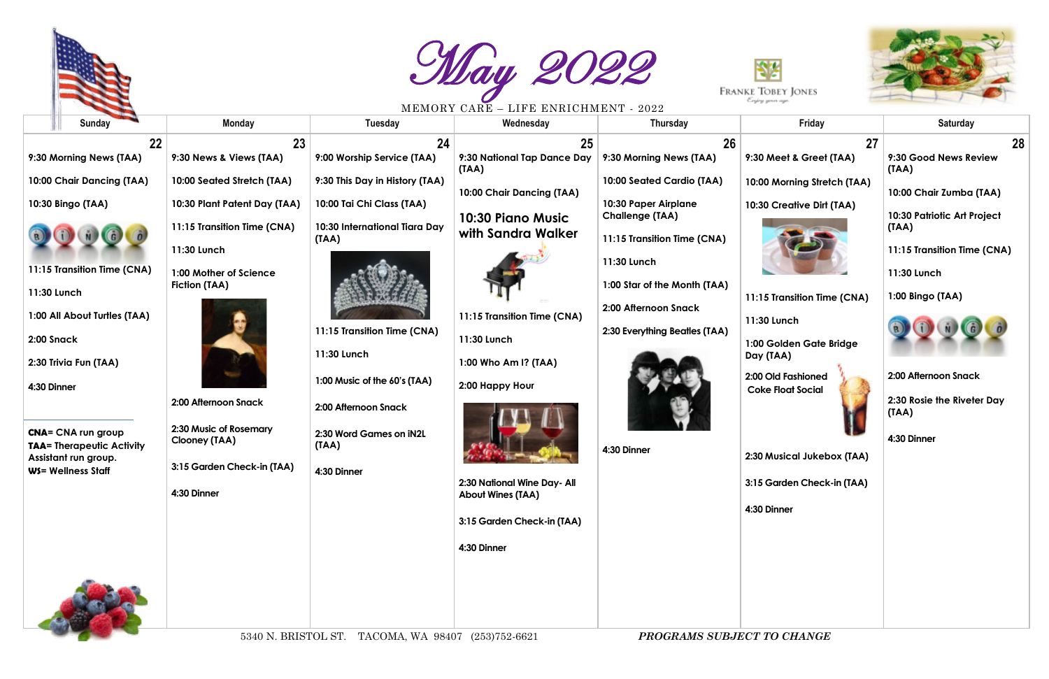# May 2022

MEMORY CARE – LIFE ENRICHMENT - 2022

Franke Tobey Jones

| Sunday | Monday | Tuesday | Wednesday | Thursday | Friday | Saturday |
|---|---|---|---|---|---|---|
| **22** | **23** | **24** | **25** | **26** | **27** | **28** |
| 9:30 Morning News (TAA) | 9:30 News & Views (TAA) | 9:00 Worship Service (TAA) | 9:30 National Tap Dance Day (TAA) | 9:30 Morning News (TAA) | 9:30 Meet & Greet (TAA) | 9:30 Good News Review (TAA) |
| 10:00 Chair Dancing (TAA) | 10:00 Seated Stretch (TAA) | 9:30 This Day in History (TAA) | 10:00 Chair Dancing (TAA) | 10:00 Seated Cardio (TAA) | 10:00 Morning Stretch (TAA) | 10:00 Chair Zumba (TAA) |
| 10:30 Bingo (TAA) | 10:30 Plant Patent Day (TAA) | 10:00 Tai Chi Class (TAA) | 10:30 Piano Music with Sandra Walker | 10:30 Paper Airplane Challenge (TAA) | 10:30 Creative Dirt (TAA) | 10:30 Patriotic Art Project (TAA) |
| 11:15 Transition Time (CNA) | 11:15 Transition Time (CNA) | 10:30 International Tiara Day (TAA) | 11:15 Transition Time (CNA) | 11:15 Transition Time (CNA) | 11:15 Transition Time (CNA) | 11:15 Transition Time (CNA) |
| 11:30 Lunch | 11:30 Lunch | 11:15 Transition Time (CNA) | 11:30 Lunch | 11:30 Lunch | 11:30 Lunch | 11:30 Lunch |
| 1:00 All About Turtles (TAA) | 1:00 Mother of Science Fiction (TAA) | 11:30 Lunch | 1:00 Who Am I? (TAA) | 1:00 Star of the Month (TAA) | 1:00 Golden Gate Bridge Day (TAA) | 1:00 Bingo (TAA) |
| 2:00 Snack | 2:00 Afternoon Snack | 1:00 Music of the 60's (TAA) | 2:00 Happy Hour | 2:00 Afternoon Snack | 2:00 Old Fashioned Coke Float Social | 2:00 Afternoon Snack |
| 2:30 Trivia Fun (TAA) | 2:30 Music of Rosemary Clooney (TAA) | 2:00 Afternoon Snack | 2:30 National Wine Day- All About Wines (TAA) | 2:30 Everything Beatles (TAA) | 2:30 Musical Jukebox (TAA) | 2:30 Rosie the Riveter Day (TAA) |
| 4:30 Dinner | 3:15 Garden Check-in (TAA) | 2:30 Word Games on iN2L (TAA) | 3:15 Garden Check-in (TAA) | 4:30 Dinner | 3:15 Garden Check-in (TAA) | 4:30 Dinner |
| | 4:30 Dinner | 4:30 Dinner | 4:30 Dinner | | 4:30 Dinner | |

**CNA**= CNA run group
**TAA**= Therapeutic Activity Assistant run group.
**WS**= Wellness Staff

5340 N. BRISTOL ST. TACOMA, WA 98407 (253)752-6621

*PROGRAMS SUBJECT TO CHANGE*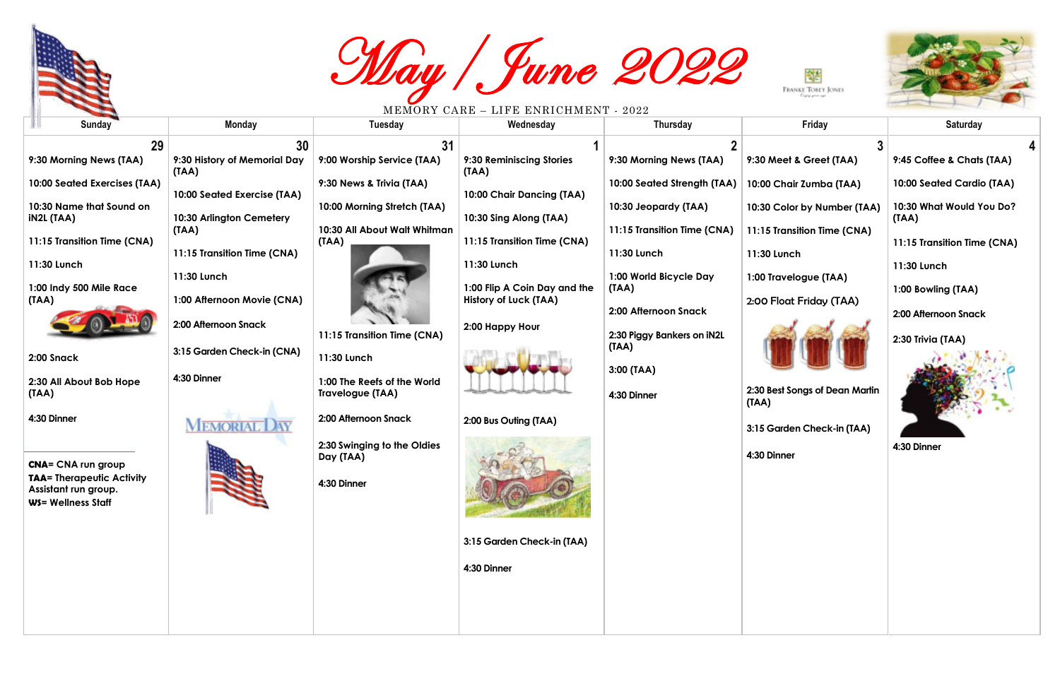# May / June 2022

MEMORY CARE – LIFE ENRICHMENT - 2022

Franke Tobey Jones

| Sunday | Monday | Tuesday | Wednesday | Thursday | Friday | Saturday |
|---|---|---|---|---|---|---|
| **29**<br>9:30 Morning News (TAA)<br>10:00 Seated Exercises (TAA)<br>10:30 Name that Sound on iN2L (TAA)<br>11:15 Transition Time (CNA)<br>11:30 Lunch<br>1:00 Indy 500 Mile Race (TAA)<br>2:00 Snack<br>2:30 All About Bob Hope (TAA)<br>4:30 Dinner<br><br>**CNA**= CNA run group<br>**TAA**= Therapeutic Activity Assistant run group.<br>**WS**= Wellness Staff | **30**<br>9:30 History of Memorial Day (TAA)<br>10:00 Seated Exercise (TAA)<br>10:30 Arlington Cemetery (TAA)<br>11:15 Transition Time (CNA)<br>11:30 Lunch<br>1:00 Afternoon Movie (CNA)<br>2:00 Afternoon Snack<br>3:15 Garden Check-in (CNA)<br>4:30 Dinner<br><br>MEMORIAL DAY | **31**<br>9:00 Worship Service (TAA)<br>9:30 News & Trivia (TAA)<br>10:00 Morning Stretch (TAA)<br>10:30 All About Walt Whitman (TAA)<br>11:15 Transition Time (CNA)<br>11:30 Lunch<br>1:00 The Reefs of the World Travelogue (TAA)<br>2:00 Afternoon Snack<br>2:30 Swinging to the Oldies Day (TAA)<br>4:30 Dinner | **1**<br>9:30 Reminiscing Stories (TAA)<br>10:00 Chair Dancing (TAA)<br>10:30 Sing Along (TAA)<br>11:15 Transition Time (CNA)<br>11:30 Lunch<br>1:00 Flip A Coin Day and the History of Luck (TAA)<br>2:00 Happy Hour<br>2:00 Bus Outing (TAA)<br>3:15 Garden Check-in (TAA)<br>4:30 Dinner | **2**<br>9:30 Morning News (TAA)<br>10:00 Seated Strength (TAA)<br>10:30 Jeopardy (TAA)<br>11:15 Transition Time (CNA)<br>11:30 Lunch<br>1:00 World Bicycle Day (TAA)<br>2:00 Afternoon Snack<br>2:30 Piggy Bankers on iN2L (TAA)<br>3:00 (TAA)<br>4:30 Dinner | **3**<br>9:30 Meet & Greet (TAA)<br>10:00 Chair Zumba (TAA)<br>10:30 Color by Number (TAA)<br>11:15 Transition Time (CNA)<br>11:30 Lunch<br>1:00 Travelogue (TAA)<br>2:00 Float Friday (TAA)<br>2:30 Best Songs of Dean Martin (TAA)<br>3:15 Garden Check-in (TAA)<br>4:30 Dinner | **4**<br>9:45 Coffee & Chats (TAA)<br>10:00 Seated Cardio (TAA)<br>10:30 What Would You Do? (TAA)<br>11:15 Transition Time (CNA)<br>11:30 Lunch<br>1:00 Bowling (TAA)<br>2:00 Afternoon Snack<br>2:30 Trivia (TAA)<br>4:30 Dinner |